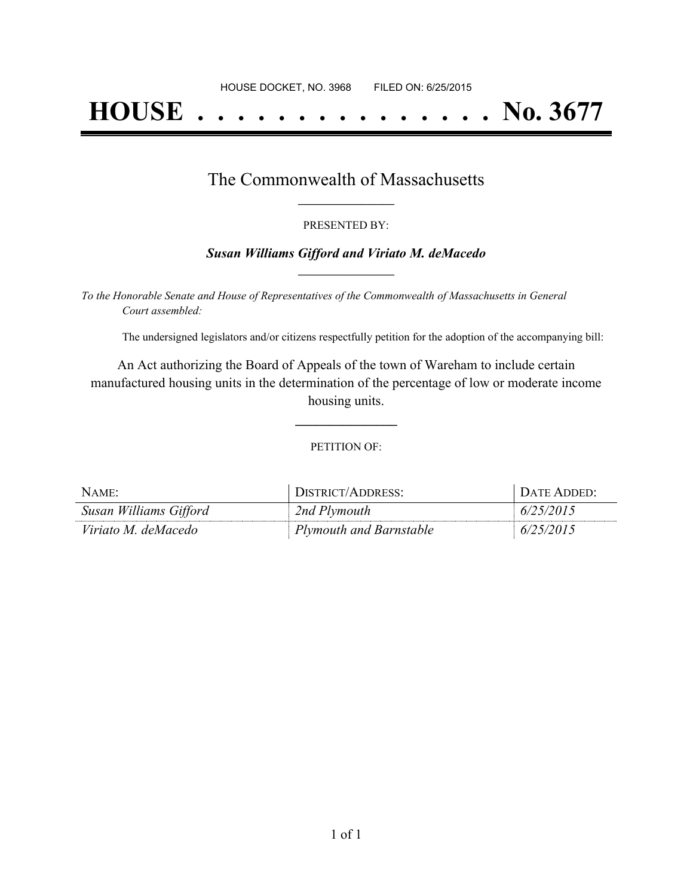HOUSE DOCKET, NO. 3968        FILED ON: 6/25/2015

# HOUSE . . . . . . . . . . . . . . . No. 3677

## The Commonwealth of Massachusetts

\_\_\_\_\_\_\_\_\_\_\_\_\_\_\_

PRESENTED BY:

***Susan Williams Gifford and Viriato M. deMacedo***

\_\_\_\_\_\_\_\_\_\_\_\_\_\_\_

*To the Honorable Senate and House of Representatives of the Commonwealth of Massachusetts in General Court assembled:*

The undersigned legislators and/or citizens respectfully petition for the adoption of the accompanying bill:

An Act authorizing the Board of Appeals of the town of Wareham to include certain manufactured housing units in the determination of the percentage of low or moderate income housing units.

\_\_\_\_\_\_\_\_\_\_\_\_\_\_\_

PETITION OF:

| NAME: | DISTRICT/ADDRESS: | DATE ADDED: |
| --- | --- | --- |
| *Susan Williams Gifford* | *2nd Plymouth* | *6/25/2015* |
| *Viriato M. deMacedo* | *Plymouth and Barnstable* | *6/25/2015* |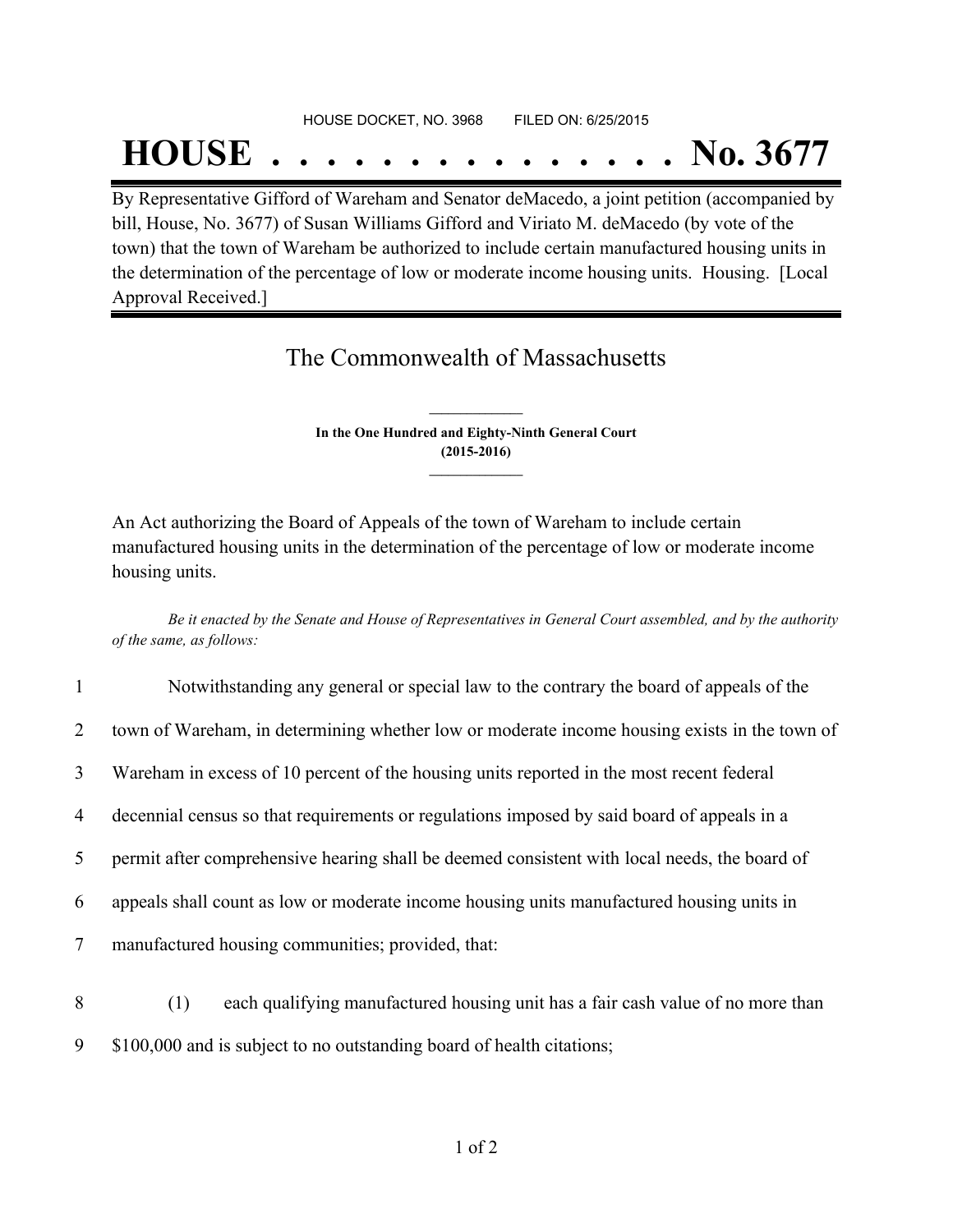HOUSE DOCKET, NO. 3968 FILED ON: 6/25/2015

# HOUSE . . . . . . . . . . . . . . . No. 3677

By Representative Gifford of Wareham and Senator deMacedo, a joint petition (accompanied by bill, House, No. 3677) of Susan Williams Gifford and Viriato M. deMacedo (by vote of the town) that the town of Wareham be authorized to include certain manufactured housing units in the determination of the percentage of low or moderate income housing units. Housing. [Local Approval Received.]

## The Commonwealth of Massachusetts

**In the One Hundred and Eighty-Ninth General Court**
**(2015-2016)**

An Act authorizing the Board of Appeals of the town of Wareham to include certain manufactured housing units in the determination of the percentage of low or moderate income housing units.

*Be it enacted by the Senate and House of Representatives in General Court assembled, and by the authority of the same, as follows:*

1 Notwithstanding any general or special law to the contrary the board of appeals of the
2 town of Wareham, in determining whether low or moderate income housing exists in the town of
3 Wareham in excess of 10 percent of the housing units reported in the most recent federal
4 decennial census so that requirements or regulations imposed by said board of appeals in a
5 permit after comprehensive hearing shall be deemed consistent with local needs, the board of
6 appeals shall count as low or moderate income housing units manufactured housing units in
7 manufactured housing communities; provided, that:

8 (1) each qualifying manufactured housing unit has a fair cash value of no more than
9 $100,000 and is subject to no outstanding board of health citations;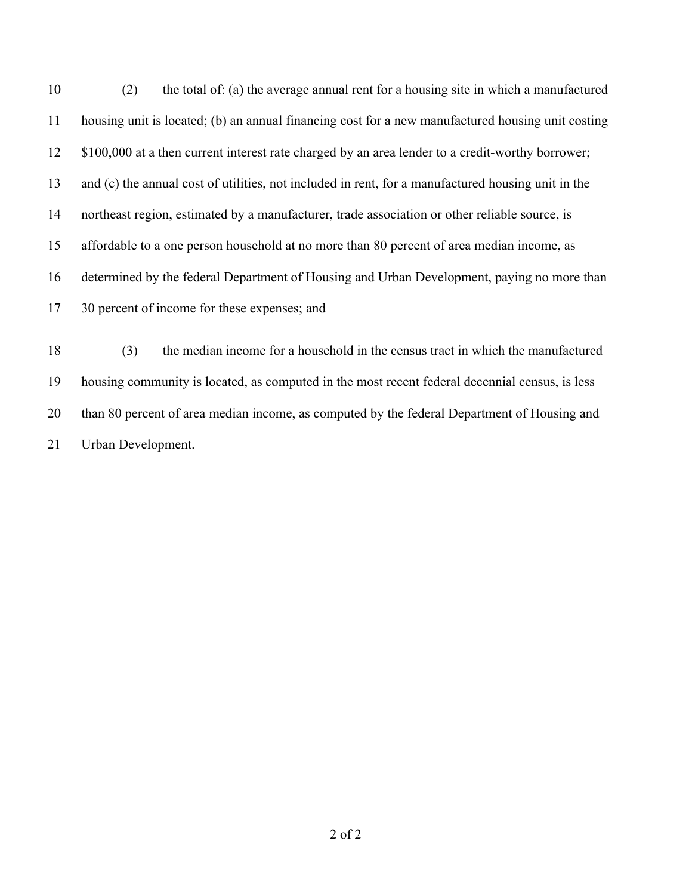(2) the total of: (a) the average annual rent for a housing site in which a manufactured housing unit is located; (b) an annual financing cost for a new manufactured housing unit costing $100,000 at a then current interest rate charged by an area lender to a credit-worthy borrower; and (c) the annual cost of utilities, not included in rent, for a manufactured housing unit in the northeast region, estimated by a manufacturer, trade association or other reliable source, is affordable to a one person household at no more than 80 percent of area median income, as determined by the federal Department of Housing and Urban Development, paying no more than 30 percent of income for these expenses; and

(3) the median income for a household in the census tract in which the manufactured housing community is located, as computed in the most recent federal decennial census, is less than 80 percent of area median income, as computed by the federal Department of Housing and Urban Development.